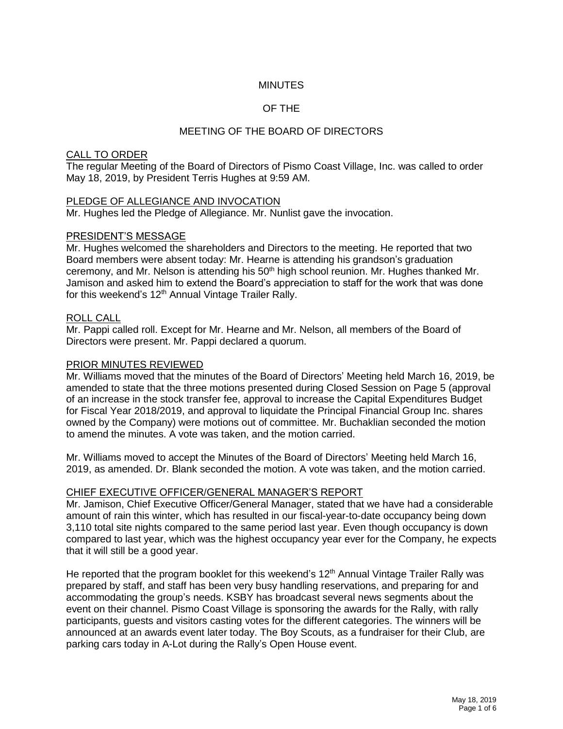# MINUTES

# OF THE

# MEETING OF THE BOARD OF DIRECTORS

## CALL TO ORDER

The regular Meeting of the Board of Directors of Pismo Coast Village, Inc. was called to order May 18, 2019, by President Terris Hughes at 9:59 AM.

## PLEDGE OF ALLEGIANCE AND INVOCATION

Mr. Hughes led the Pledge of Allegiance. Mr. Nunlist gave the invocation.

## PRESIDENT'S MESSAGE

Mr. Hughes welcomed the shareholders and Directors to the meeting. He reported that two Board members were absent today: Mr. Hearne is attending his grandson's graduation ceremony, and Mr. Nelson is attending his 50th high school reunion. Mr. Hughes thanked Mr. Jamison and asked him to extend the Board's appreciation to staff for the work that was done for this weekend's 12th Annual Vintage Trailer Rally.

## ROLL CALL

Mr. Pappi called roll. Except for Mr. Hearne and Mr. Nelson, all members of the Board of Directors were present. Mr. Pappi declared a quorum.

## PRIOR MINUTES REVIEWED

Mr. Williams moved that the minutes of the Board of Directors' Meeting held March 16, 2019, be amended to state that the three motions presented during Closed Session on Page 5 (approval of an increase in the stock transfer fee, approval to increase the Capital Expenditures Budget for Fiscal Year 2018/2019, and approval to liquidate the Principal Financial Group Inc. shares owned by the Company) were motions out of committee. Mr. Buchaklian seconded the motion to amend the minutes. A vote was taken, and the motion carried.

Mr. Williams moved to accept the Minutes of the Board of Directors' Meeting held March 16, 2019, as amended. Dr. Blank seconded the motion. A vote was taken, and the motion carried.

## CHIEF EXECUTIVE OFFICER/GENERAL MANAGER'S REPORT

Mr. Jamison, Chief Executive Officer/General Manager, stated that we have had a considerable amount of rain this winter, which has resulted in our fiscal-year-to-date occupancy being down 3,110 total site nights compared to the same period last year. Even though occupancy is down compared to last year, which was the highest occupancy year ever for the Company, he expects that it will still be a good year.

He reported that the program booklet for this weekend's 12th Annual Vintage Trailer Rally was prepared by staff, and staff has been very busy handling reservations, and preparing for and accommodating the group's needs. KSBY has broadcast several news segments about the event on their channel. Pismo Coast Village is sponsoring the awards for the Rally, with rally participants, guests and visitors casting votes for the different categories. The winners will be announced at an awards event later today. The Boy Scouts, as a fundraiser for their Club, are parking cars today in A-Lot during the Rally's Open House event.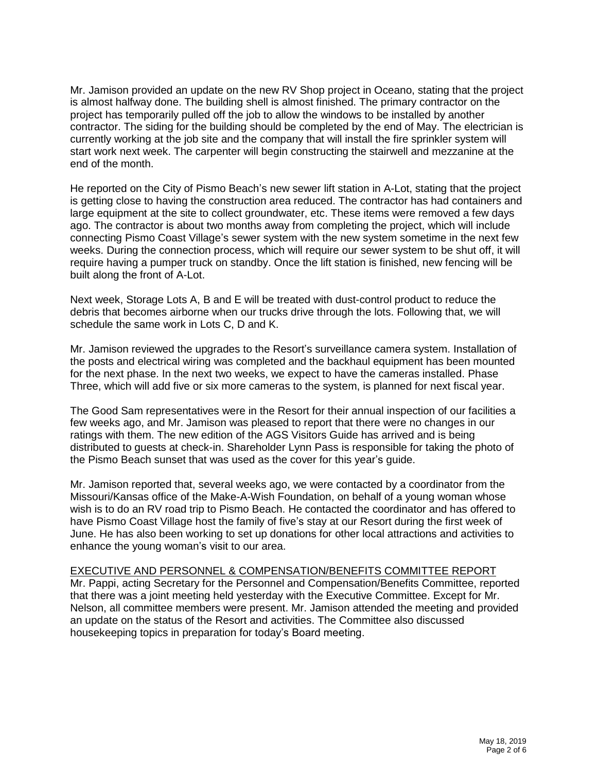Mr. Jamison provided an update on the new RV Shop project in Oceano, stating that the project is almost halfway done. The building shell is almost finished. The primary contractor on the project has temporarily pulled off the job to allow the windows to be installed by another contractor. The siding for the building should be completed by the end of May. The electrician is currently working at the job site and the company that will install the fire sprinkler system will start work next week. The carpenter will begin constructing the stairwell and mezzanine at the end of the month.

He reported on the City of Pismo Beach's new sewer lift station in A-Lot, stating that the project is getting close to having the construction area reduced. The contractor has had containers and large equipment at the site to collect groundwater, etc. These items were removed a few days ago. The contractor is about two months away from completing the project, which will include connecting Pismo Coast Village's sewer system with the new system sometime in the next few weeks. During the connection process, which will require our sewer system to be shut off, it will require having a pumper truck on standby. Once the lift station is finished, new fencing will be built along the front of A-Lot.

Next week, Storage Lots A, B and E will be treated with dust-control product to reduce the debris that becomes airborne when our trucks drive through the lots. Following that, we will schedule the same work in Lots C, D and K.

Mr. Jamison reviewed the upgrades to the Resort's surveillance camera system. Installation of the posts and electrical wiring was completed and the backhaul equipment has been mounted for the next phase. In the next two weeks, we expect to have the cameras installed. Phase Three, which will add five or six more cameras to the system, is planned for next fiscal year.

The Good Sam representatives were in the Resort for their annual inspection of our facilities a few weeks ago, and Mr. Jamison was pleased to report that there were no changes in our ratings with them. The new edition of the AGS Visitors Guide has arrived and is being distributed to guests at check-in. Shareholder Lynn Pass is responsible for taking the photo of the Pismo Beach sunset that was used as the cover for this year's guide.

Mr. Jamison reported that, several weeks ago, we were contacted by a coordinator from the Missouri/Kansas office of the Make-A-Wish Foundation, on behalf of a young woman whose wish is to do an RV road trip to Pismo Beach. He contacted the coordinator and has offered to have Pismo Coast Village host the family of five's stay at our Resort during the first week of June. He has also been working to set up donations for other local attractions and activities to enhance the young woman's visit to our area.

<u>EXECUTIVE AND PERSONNEL & COMPENSATION/BENEFITS COMMITTEE REPORT</u>

Mr. Pappi, acting Secretary for the Personnel and Compensation/Benefits Committee, reported that there was a joint meeting held yesterday with the Executive Committee. Except for Mr. Nelson, all committee members were present. Mr. Jamison attended the meeting and provided an update on the status of the Resort and activities. The Committee also discussed housekeeping topics in preparation for today's Board meeting.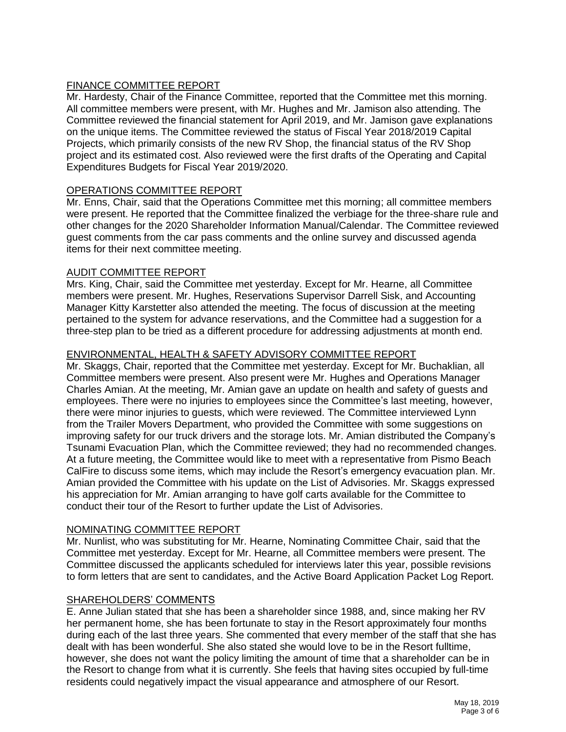## FINANCE COMMITTEE REPORT

Mr. Hardesty, Chair of the Finance Committee, reported that the Committee met this morning. All committee members were present, with Mr. Hughes and Mr. Jamison also attending. The Committee reviewed the financial statement for April 2019, and Mr. Jamison gave explanations on the unique items. The Committee reviewed the status of Fiscal Year 2018/2019 Capital Projects, which primarily consists of the new RV Shop, the financial status of the RV Shop project and its estimated cost. Also reviewed were the first drafts of the Operating and Capital Expenditures Budgets for Fiscal Year 2019/2020.

## OPERATIONS COMMITTEE REPORT

Mr. Enns, Chair, said that the Operations Committee met this morning; all committee members were present. He reported that the Committee finalized the verbiage for the three-share rule and other changes for the 2020 Shareholder Information Manual/Calendar. The Committee reviewed guest comments from the car pass comments and the online survey and discussed agenda items for their next committee meeting.

## AUDIT COMMITTEE REPORT

Mrs. King, Chair, said the Committee met yesterday. Except for Mr. Hearne, all Committee members were present. Mr. Hughes, Reservations Supervisor Darrell Sisk, and Accounting Manager Kitty Karstetter also attended the meeting. The focus of discussion at the meeting pertained to the system for advance reservations, and the Committee had a suggestion for a three-step plan to be tried as a different procedure for addressing adjustments at month end.

## ENVIRONMENTAL, HEALTH & SAFETY ADVISORY COMMITTEE REPORT

Mr. Skaggs, Chair, reported that the Committee met yesterday. Except for Mr. Buchaklian, all Committee members were present. Also present were Mr. Hughes and Operations Manager Charles Amian. At the meeting, Mr. Amian gave an update on health and safety of guests and employees. There were no injuries to employees since the Committee's last meeting, however, there were minor injuries to guests, which were reviewed. The Committee interviewed Lynn from the Trailer Movers Department, who provided the Committee with some suggestions on improving safety for our truck drivers and the storage lots. Mr. Amian distributed the Company's Tsunami Evacuation Plan, which the Committee reviewed; they had no recommended changes. At a future meeting, the Committee would like to meet with a representative from Pismo Beach CalFire to discuss some items, which may include the Resort's emergency evacuation plan. Mr. Amian provided the Committee with his update on the List of Advisories. Mr. Skaggs expressed his appreciation for Mr. Amian arranging to have golf carts available for the Committee to conduct their tour of the Resort to further update the List of Advisories.

## NOMINATING COMMITTEE REPORT

Mr. Nunlist, who was substituting for Mr. Hearne, Nominating Committee Chair, said that the Committee met yesterday. Except for Mr. Hearne, all Committee members were present. The Committee discussed the applicants scheduled for interviews later this year, possible revisions to form letters that are sent to candidates, and the Active Board Application Packet Log Report.

## SHAREHOLDERS' COMMENTS

E. Anne Julian stated that she has been a shareholder since 1988, and, since making her RV her permanent home, she has been fortunate to stay in the Resort approximately four months during each of the last three years. She commented that every member of the staff that she has dealt with has been wonderful. She also stated she would love to be in the Resort fulltime, however, she does not want the policy limiting the amount of time that a shareholder can be in the Resort to change from what it is currently. She feels that having sites occupied by full-time residents could negatively impact the visual appearance and atmosphere of our Resort.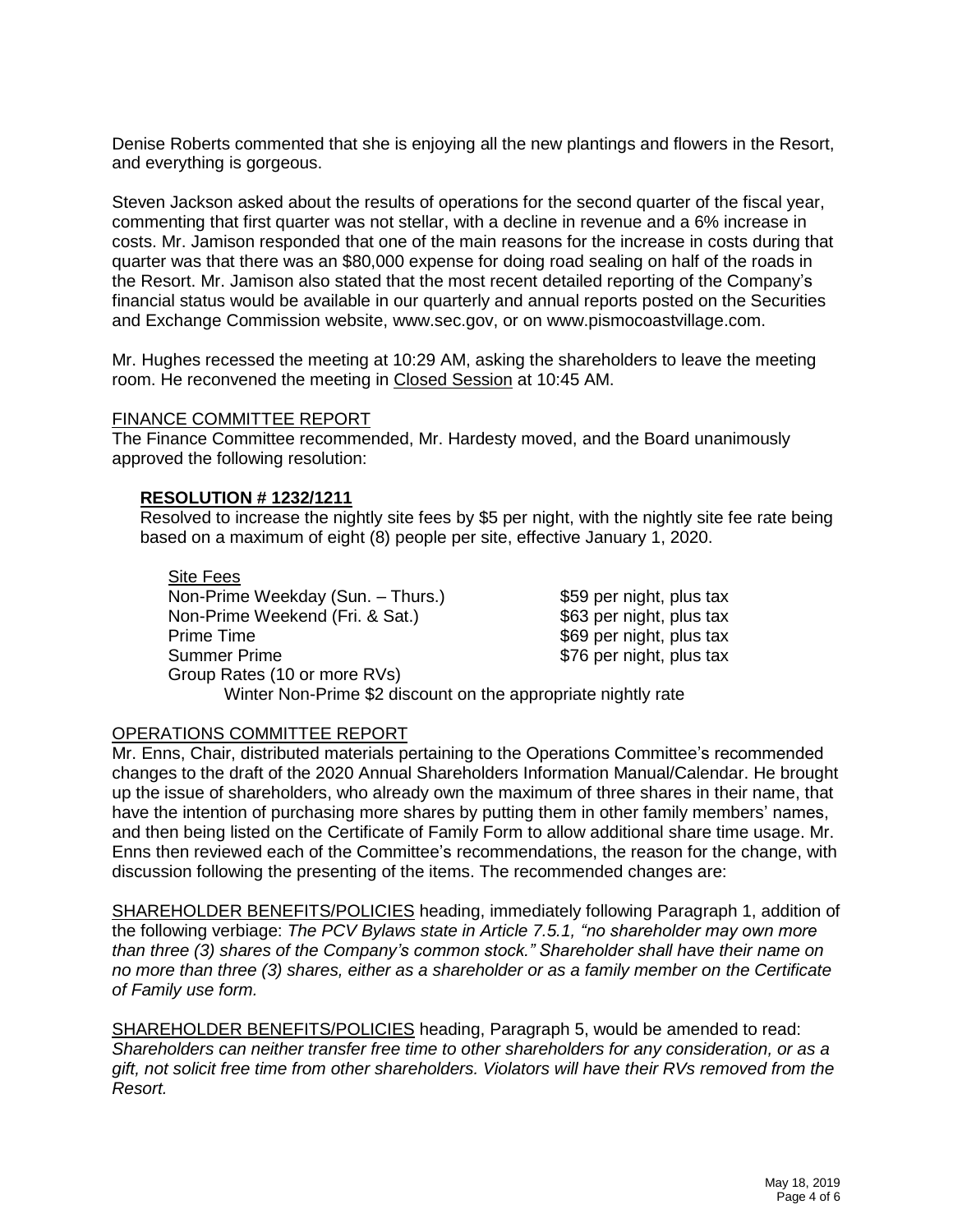Denise Roberts commented that she is enjoying all the new plantings and flowers in the Resort, and everything is gorgeous.

Steven Jackson asked about the results of operations for the second quarter of the fiscal year, commenting that first quarter was not stellar, with a decline in revenue and a 6% increase in costs. Mr. Jamison responded that one of the main reasons for the increase in costs during that quarter was that there was an $80,000 expense for doing road sealing on half of the roads in the Resort. Mr. Jamison also stated that the most recent detailed reporting of the Company's financial status would be available in our quarterly and annual reports posted on the Securities and Exchange Commission website, www.sec.gov, or on www.pismocoastvillage.com.

Mr. Hughes recessed the meeting at 10:29 AM, asking the shareholders to leave the meeting room. He reconvened the meeting in Closed Session at 10:45 AM.

FINANCE COMMITTEE REPORT

The Finance Committee recommended, Mr. Hardesty moved, and the Board unanimously approved the following resolution:

**RESOLUTION # 1232/1211**

Resolved to increase the nightly site fees by $5 per night, with the nightly site fee rate being based on a maximum of eight (8) people per site, effective January 1, 2020.

Site Fees

| | |
|---|---|
| Non-Prime Weekday (Sun. – Thurs.) | $59 per night, plus tax |
| Non-Prime Weekend (Fri. & Sat.) | $63 per night, plus tax |
| Prime Time | $69 per night, plus tax |
| Summer Prime | $76 per night, plus tax |

Group Rates (10 or more RVs)

Winter Non-Prime $2 discount on the appropriate nightly rate

OPERATIONS COMMITTEE REPORT

Mr. Enns, Chair, distributed materials pertaining to the Operations Committee's recommended changes to the draft of the 2020 Annual Shareholders Information Manual/Calendar. He brought up the issue of shareholders, who already own the maximum of three shares in their name, that have the intention of purchasing more shares by putting them in other family members' names, and then being listed on the Certificate of Family Form to allow additional share time usage. Mr. Enns then reviewed each of the Committee's recommendations, the reason for the change, with discussion following the presenting of the items. The recommended changes are:

SHAREHOLDER BENEFITS/POLICIES heading, immediately following Paragraph 1, addition of the following verbiage: *The PCV Bylaws state in Article 7.5.1, "no shareholder may own more than three (3) shares of the Company's common stock." Shareholder shall have their name on no more than three (3) shares, either as a shareholder or as a family member on the Certificate of Family use form.*

SHAREHOLDER BENEFITS/POLICIES heading, Paragraph 5, would be amended to read: *Shareholders can neither transfer free time to other shareholders for any consideration, or as a gift, not solicit free time from other shareholders. Violators will have their RVs removed from the Resort.*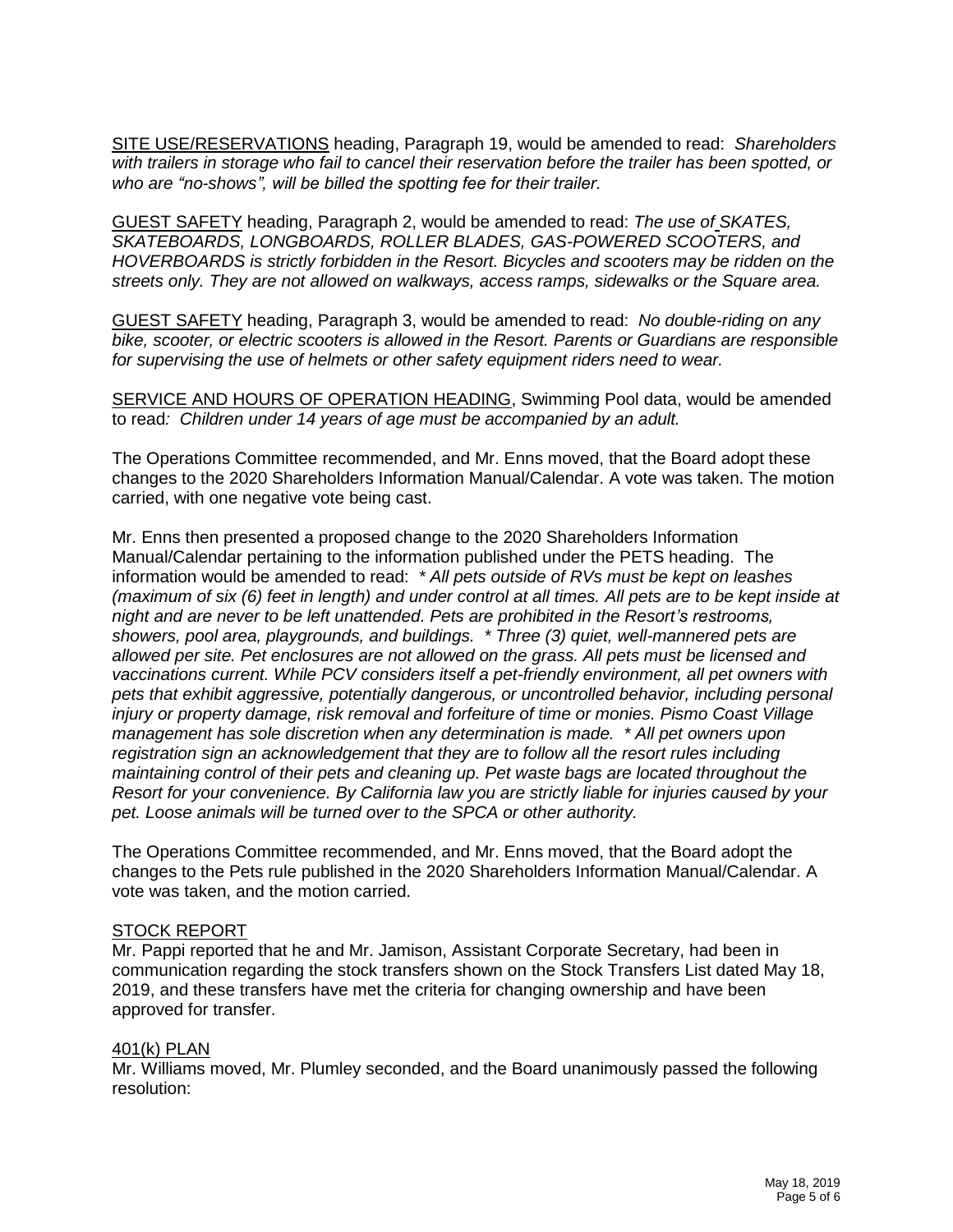SITE USE/RESERVATIONS heading, Paragraph 19, would be amended to read: *Shareholders with trailers in storage who fail to cancel their reservation before the trailer has been spotted, or who are "no-shows", will be billed the spotting fee for their trailer.*

GUEST SAFETY heading, Paragraph 2, would be amended to read: *The use of SKATES, SKATEBOARDS, LONGBOARDS, ROLLER BLADES, GAS-POWERED SCOOTERS, and HOVERBOARDS is strictly forbidden in the Resort. Bicycles and scooters may be ridden on the streets only. They are not allowed on walkways, access ramps, sidewalks or the Square area.*

GUEST SAFETY heading, Paragraph 3, would be amended to read: *No double-riding on any bike, scooter, or electric scooters is allowed in the Resort. Parents or Guardians are responsible for supervising the use of helmets or other safety equipment riders need to wear.*

SERVICE AND HOURS OF OPERATION HEADING, Swimming Pool data, would be amended to read*: Children under 14 years of age must be accompanied by an adult.*

The Operations Committee recommended, and Mr. Enns moved, that the Board adopt these changes to the 2020 Shareholders Information Manual/Calendar. A vote was taken. The motion carried, with one negative vote being cast.

Mr. Enns then presented a proposed change to the 2020 Shareholders Information Manual/Calendar pertaining to the information published under the PETS heading. The information would be amended to read: *\* All pets outside of RVs must be kept on leashes (maximum of six (6) feet in length) and under control at all times. All pets are to be kept inside at night and are never to be left unattended. Pets are prohibited in the Resort's restrooms, showers, pool area, playgrounds, and buildings. \* Three (3) quiet, well-mannered pets are allowed per site. Pet enclosures are not allowed on the grass. All pets must be licensed and vaccinations current. While PCV considers itself a pet-friendly environment, all pet owners with pets that exhibit aggressive, potentially dangerous, or uncontrolled behavior, including personal injury or property damage, risk removal and forfeiture of time or monies. Pismo Coast Village management has sole discretion when any determination is made. \* All pet owners upon registration sign an acknowledgement that they are to follow all the resort rules including maintaining control of their pets and cleaning up. Pet waste bags are located throughout the Resort for your convenience. By California law you are strictly liable for injuries caused by your pet. Loose animals will be turned over to the SPCA or other authority.*

The Operations Committee recommended, and Mr. Enns moved, that the Board adopt the changes to the Pets rule published in the 2020 Shareholders Information Manual/Calendar. A vote was taken, and the motion carried.

## STOCK REPORT

Mr. Pappi reported that he and Mr. Jamison, Assistant Corporate Secretary, had been in communication regarding the stock transfers shown on the Stock Transfers List dated May 18, 2019, and these transfers have met the criteria for changing ownership and have been approved for transfer.

## 401(k) PLAN

Mr. Williams moved, Mr. Plumley seconded, and the Board unanimously passed the following resolution: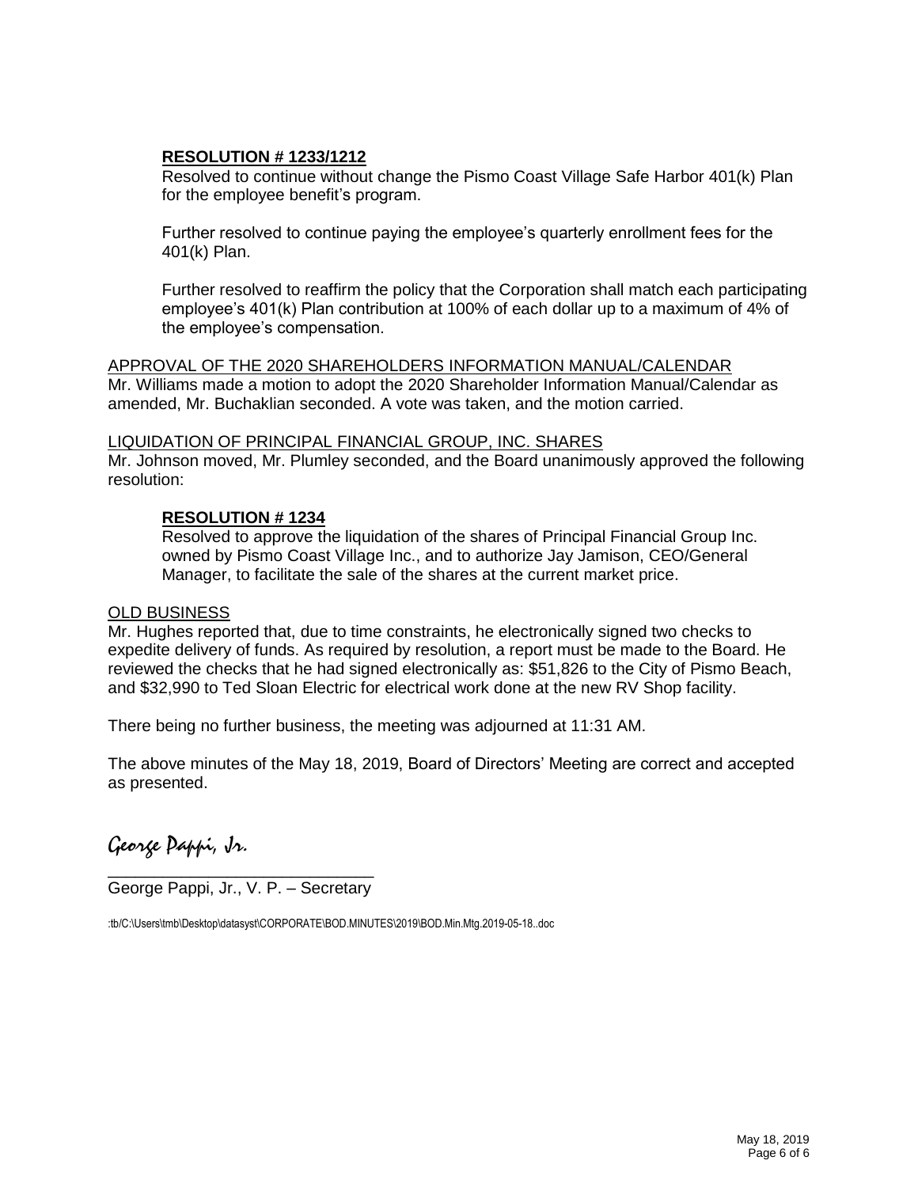**RESOLUTION # 1233/1212**

Resolved to continue without change the Pismo Coast Village Safe Harbor 401(k) Plan for the employee benefit's program.

Further resolved to continue paying the employee's quarterly enrollment fees for the 401(k) Plan.

Further resolved to reaffirm the policy that the Corporation shall match each participating employee's 401(k) Plan contribution at 100% of each dollar up to a maximum of 4% of the employee's compensation.

APPROVAL OF THE 2020 SHAREHOLDERS INFORMATION MANUAL/CALENDAR

Mr. Williams made a motion to adopt the 2020 Shareholder Information Manual/Calendar as amended, Mr. Buchaklian seconded. A vote was taken, and the motion carried.

LIQUIDATION OF PRINCIPAL FINANCIAL GROUP, INC. SHARES

Mr. Johnson moved, Mr. Plumley seconded, and the Board unanimously approved the following resolution:

**RESOLUTION # 1234**

Resolved to approve the liquidation of the shares of Principal Financial Group Inc. owned by Pismo Coast Village Inc., and to authorize Jay Jamison, CEO/General Manager, to facilitate the sale of the shares at the current market price.

OLD BUSINESS

Mr. Hughes reported that, due to time constraints, he electronically signed two checks to expedite delivery of funds. As required by resolution, a report must be made to the Board. He reviewed the checks that he had signed electronically as: $51,826 to the City of Pismo Beach, and $32,990 to Ted Sloan Electric for electrical work done at the new RV Shop facility.

There being no further business, the meeting was adjourned at 11:31 AM.

The above minutes of the May 18, 2019, Board of Directors' Meeting are correct and accepted as presented.

*George Pappi, Jr.*

\_\_\_\_\_\_\_\_\_\_\_\_\_\_\_\_\_\_\_\_\_\_\_\_\_\_\_\_\_\_

George Pappi, Jr., V. P. – Secretary

:tb/C:\Users\tmb\Desktop\datasyst\CORPORATE\BOD.MINUTES\2019\BOD.Min.Mtg.2019-05-18..doc